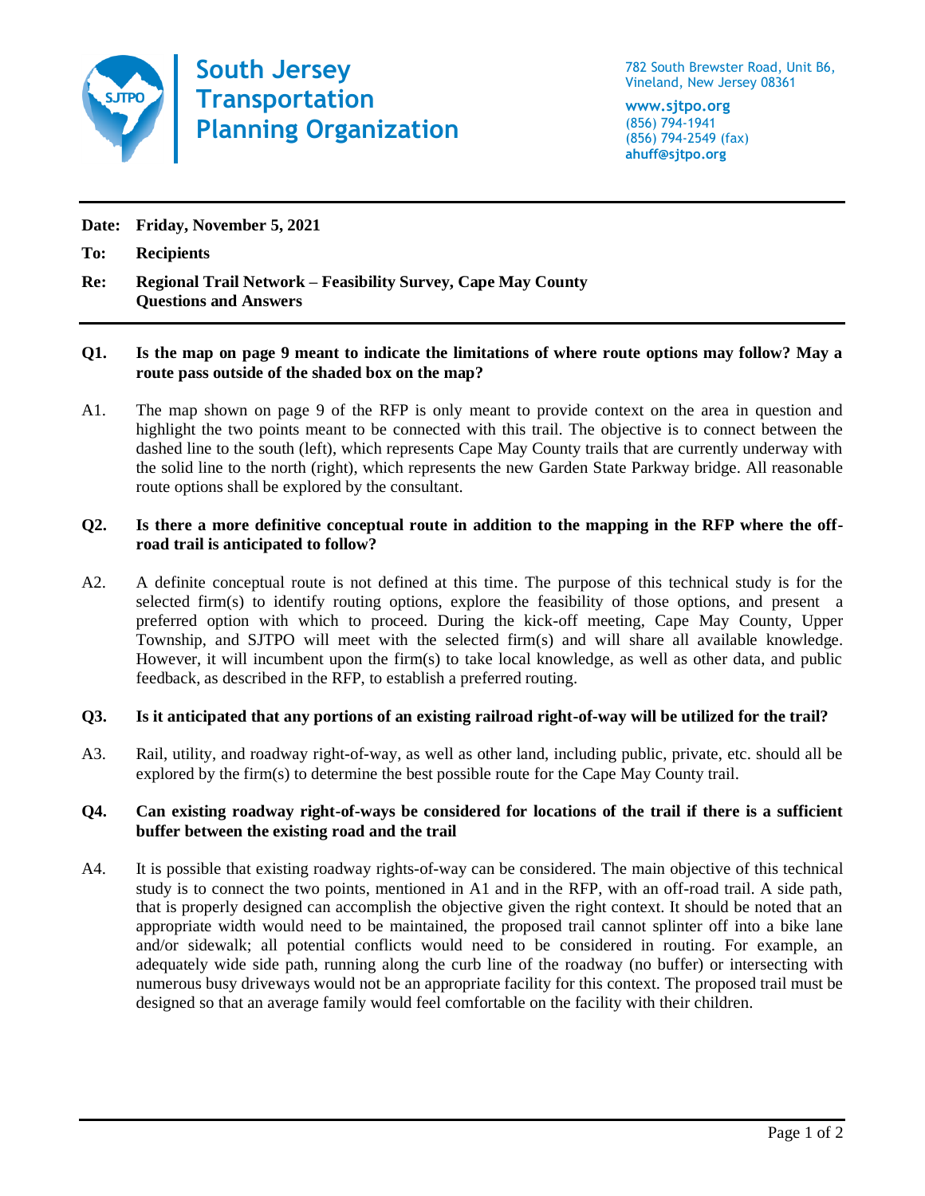# South Jersey Transportation Planning Organization

782 South Brewster Road, Unit B6,
Vineland, New Jersey 08361

**www.sjtpo.org**
(856) 794-1941
(856) 794-2549 (fax)
**ahuff@sjtpo.org**

---

**Date:** **Friday, November 5, 2021**

**To:** **Recipients**

**Re:** **Regional Trail Network – Feasibility Survey, Cape May County Questions and Answers**

---

**Q1. Is the map on page 9 meant to indicate the limitations of where route options may follow? May a route pass outside of the shaded box on the map?**

A1. The map shown on page 9 of the RFP is only meant to provide context on the area in question and highlight the two points meant to be connected with this trail. The objective is to connect between the dashed line to the south (left), which represents Cape May County trails that are currently underway with the solid line to the north (right), which represents the new Garden State Parkway bridge. All reasonable route options shall be explored by the consultant.

**Q2. Is there a more definitive conceptual route in addition to the mapping in the RFP where the off-road trail is anticipated to follow?**

A2. A definite conceptual route is not defined at this time. The purpose of this technical study is for the selected firm(s) to identify routing options, explore the feasibility of those options, and present a preferred option with which to proceed. During the kick-off meeting, Cape May County, Upper Township, and SJTPO will meet with the selected firm(s) and will share all available knowledge. However, it will incumbent upon the firm(s) to take local knowledge, as well as other data, and public feedback, as described in the RFP, to establish a preferred routing.

**Q3. Is it anticipated that any portions of an existing railroad right-of-way will be utilized for the trail?**

A3. Rail, utility, and roadway right-of-way, as well as other land, including public, private, etc. should all be explored by the firm(s) to determine the best possible route for the Cape May County trail.

**Q4. Can existing roadway right-of-ways be considered for locations of the trail if there is a sufficient buffer between the existing road and the trail**

A4. It is possible that existing roadway rights-of-way can be considered. The main objective of this technical study is to connect the two points, mentioned in A1 and in the RFP, with an off-road trail. A side path, that is properly designed can accomplish the objective given the right context. It should be noted that an appropriate width would need to be maintained, the proposed trail cannot splinter off into a bike lane and/or sidewalk; all potential conflicts would need to be considered in routing. For example, an adequately wide side path, running along the curb line of the roadway (no buffer) or intersecting with numerous busy driveways would not be an appropriate facility for this context. The proposed trail must be designed so that an average family would feel comfortable on the facility with their children.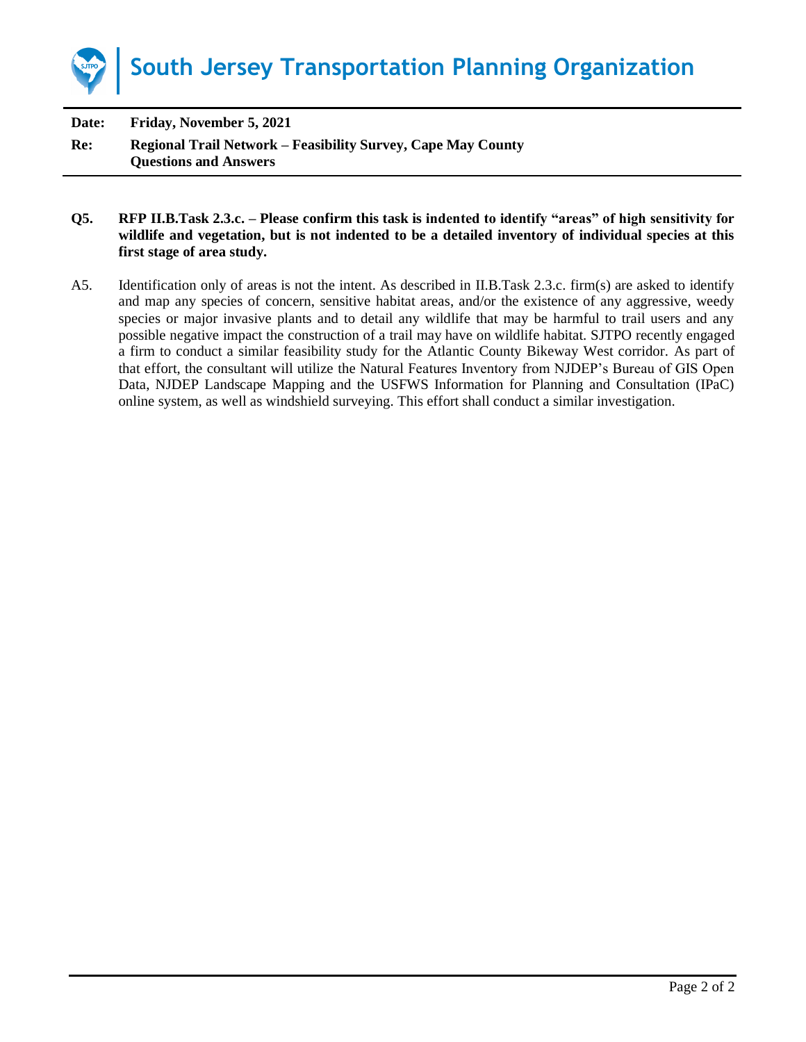# South Jersey Transportation Planning Organization

**Date:** Friday, November 5, 2021

**Re:** Regional Trail Network – Feasibility Survey, Cape May County
Questions and Answers

---

**Q5. RFP II.B.Task 2.3.c. – Please confirm this task is indented to identify "areas" of high sensitivity for wildlife and vegetation, but is not indented to be a detailed inventory of individual species at this first stage of area study.**

A5. Identification only of areas is not the intent. As described in II.B.Task 2.3.c. firm(s) are asked to identify and map any species of concern, sensitive habitat areas, and/or the existence of any aggressive, weedy species or major invasive plants and to detail any wildlife that may be harmful to trail users and any possible negative impact the construction of a trail may have on wildlife habitat. SJTPO recently engaged a firm to conduct a similar feasibility study for the Atlantic County Bikeway West corridor. As part of that effort, the consultant will utilize the Natural Features Inventory from NJDEP's Bureau of GIS Open Data, NJDEP Landscape Mapping and the USFWS Information for Planning and Consultation (IPaC) online system, as well as windshield surveying. This effort shall conduct a similar investigation.